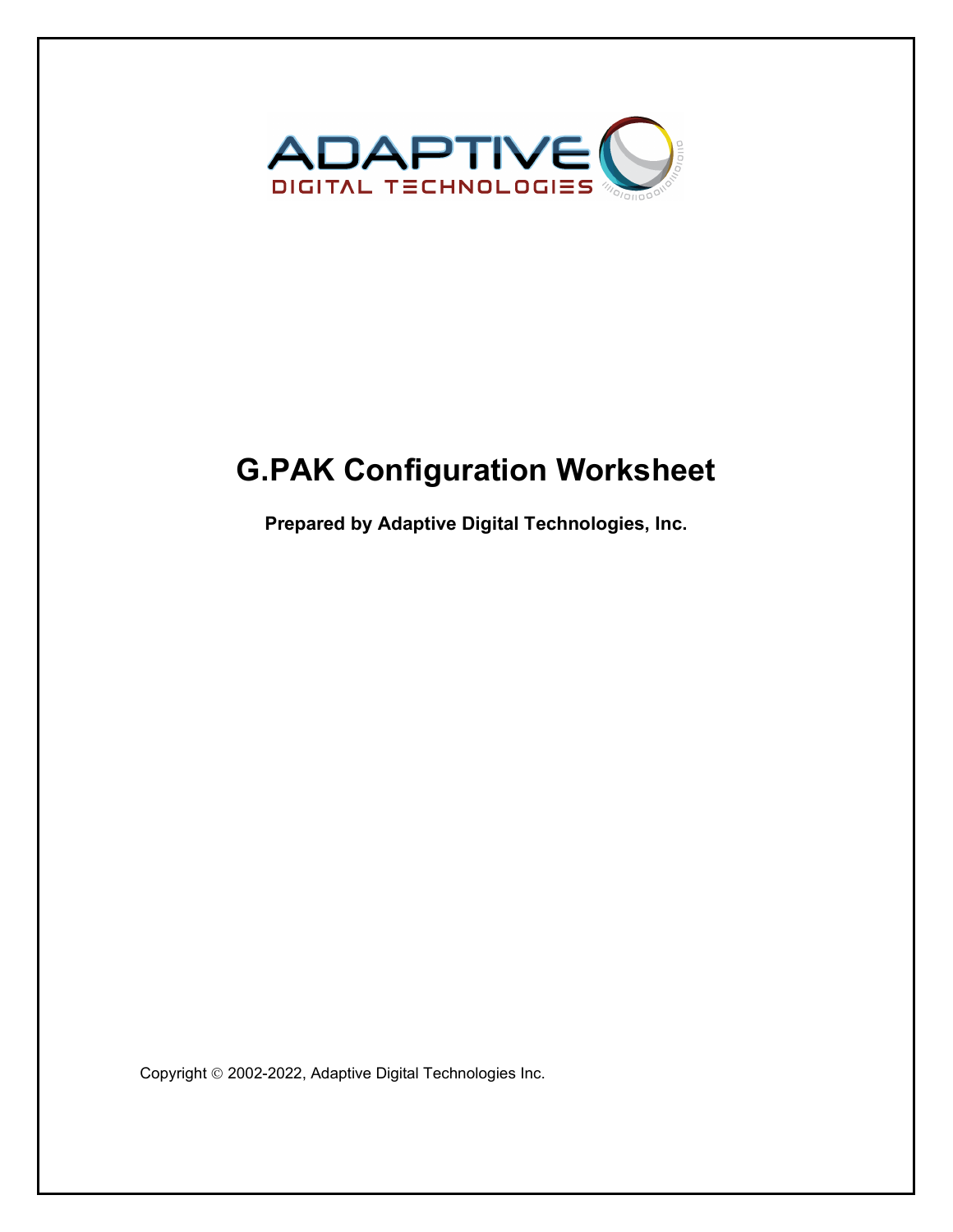# G.PAK Configuration Worksheet

**Prepared by Adaptive Digital Technologies, Inc.**

Copyright © 2002-2022, Adaptive Digital Technologies Inc.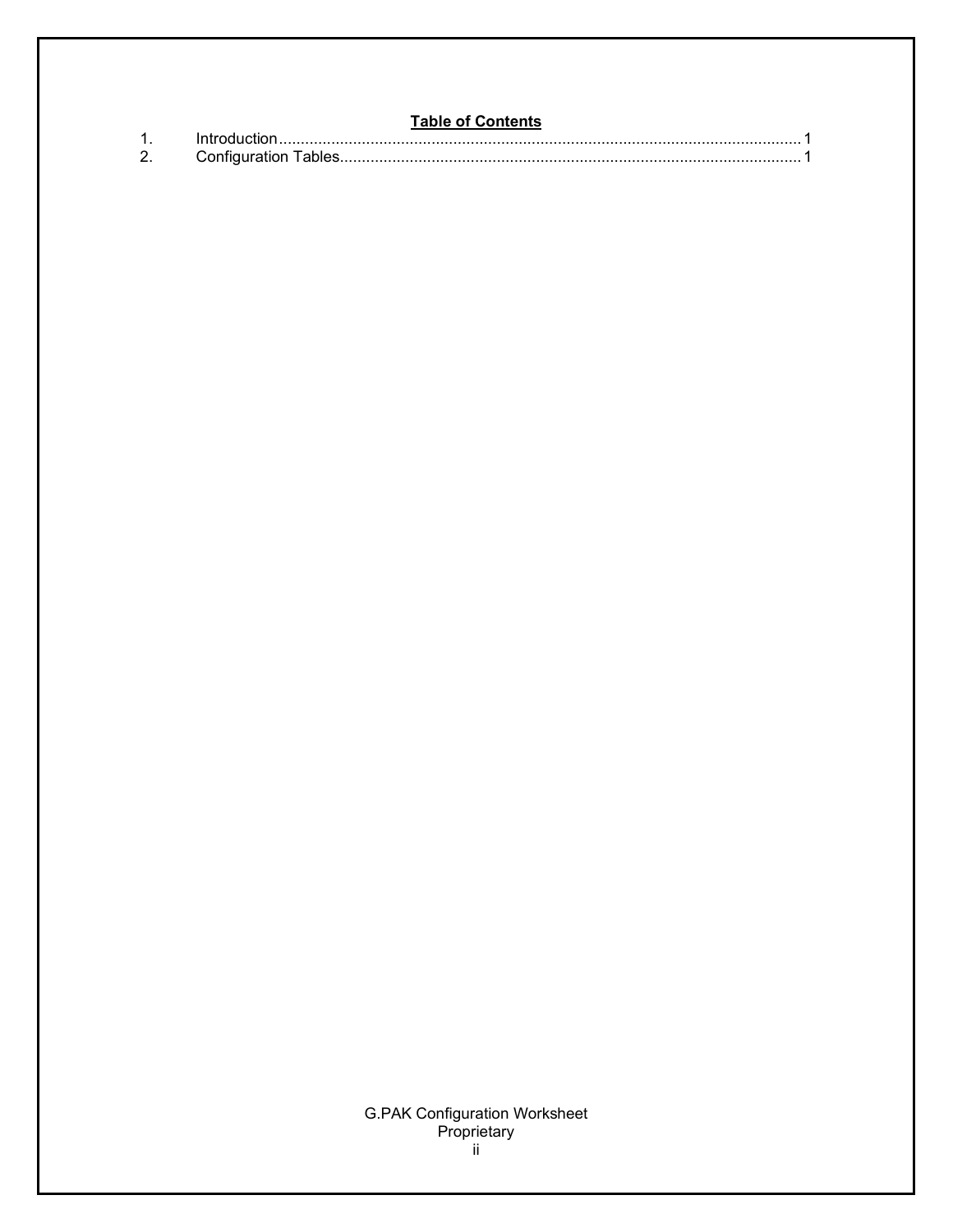**Table of Contents**

1. Introduction ........................................................................................................................ 1
2. Configuration Tables.......................................................................................................... 1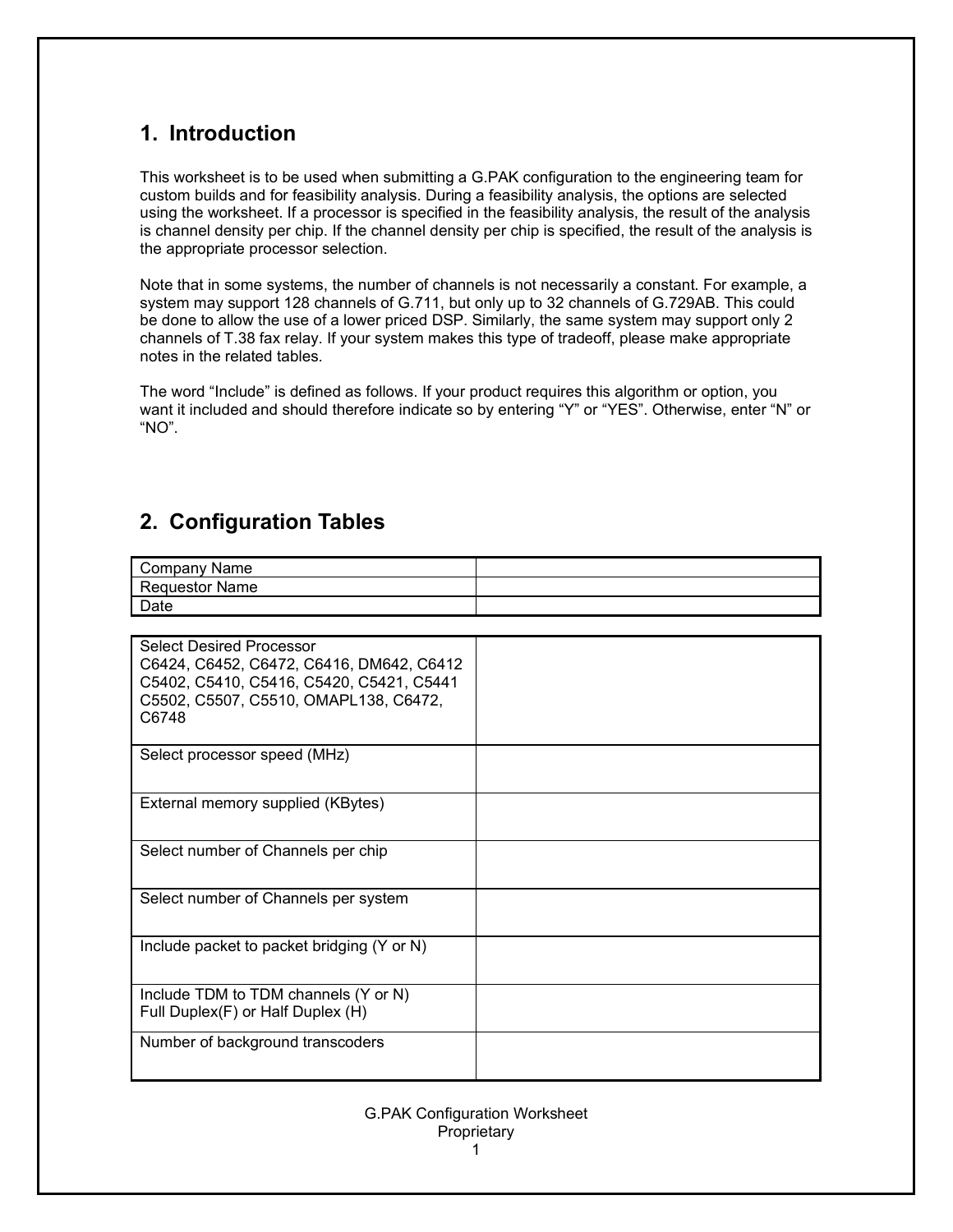## 1. Introduction

This worksheet is to be used when submitting a G.PAK configuration to the engineering team for custom builds and for feasibility analysis. During a feasibility analysis, the options are selected using the worksheet. If a processor is specified in the feasibility analysis, the result of the analysis is channel density per chip. If the channel density per chip is specified, the result of the analysis is the appropriate processor selection.

Note that in some systems, the number of channels is not necessarily a constant. For example, a system may support 128 channels of G.711, but only up to 32 channels of G.729AB. This could be done to allow the use of a lower priced DSP. Similarly, the same system may support only 2 channels of T.38 fax relay. If your system makes this type of tradeoff, please make appropriate notes in the related tables.

The word “Include” is defined as follows. If your product requires this algorithm or option, you want it included and should therefore indicate so by entering “Y” or “YES”. Otherwise, enter “N” or “NO”.

## 2. Configuration Tables

| Company Name | |
|---|---|
| Requestor Name | |
| Date | |

| Select Desired Processor<br>C6424, C6452, C6472, C6416, DM642, C6412<br>C5402, C5410, C5416, C5420, C5421, C5441<br>C5502, C5507, C5510, OMAPL138, C6472, C6748 | |
|---|---|
| Select processor speed (MHz) | |
| External memory supplied (KBytes) | |
| Select number of Channels per chip | |
| Select number of Channels per system | |
| Include packet to packet bridging (Y or N) | |
| Include TDM to TDM channels (Y or N)<br>Full Duplex(F) or Half Duplex (H) | |
| Number of background transcoders | |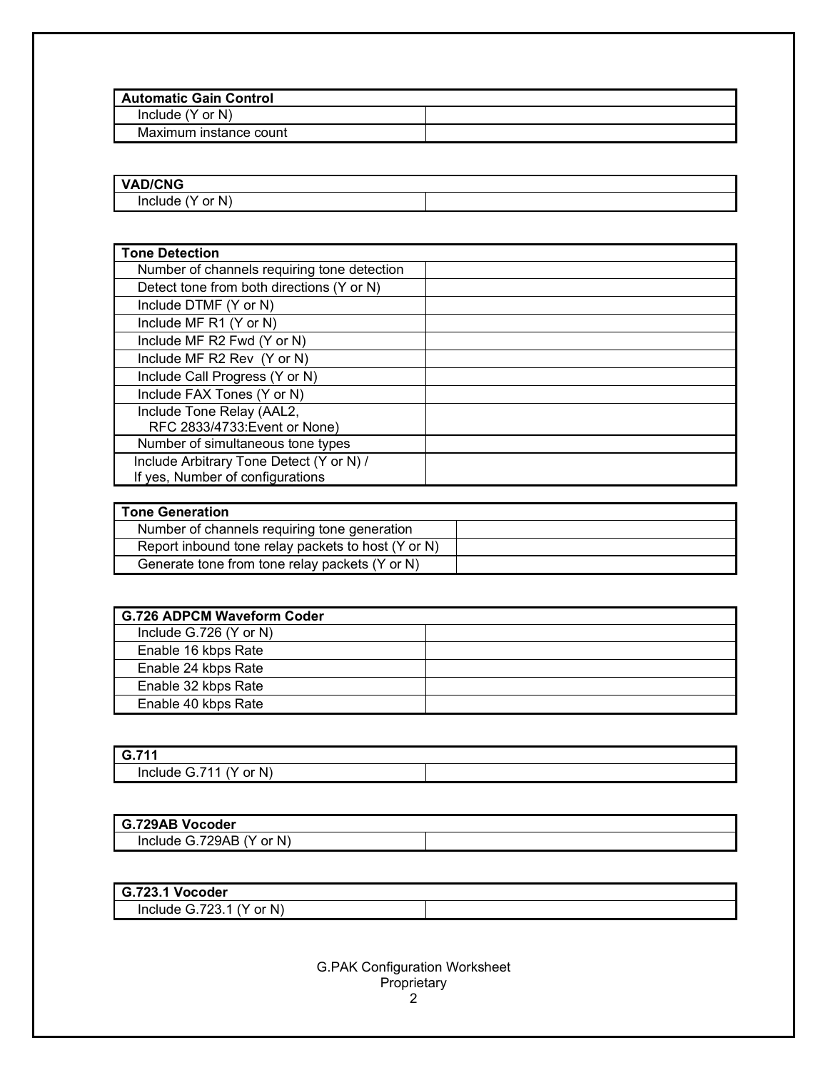| Automatic Gain Control | |
|---|---|
| Include (Y or N) | |
| Maximum instance count | |

| VAD/CNG | |
|---|---|
| Include (Y or N) | |

| Tone Detection | |
|---|---|
| Number of channels requiring tone detection | |
| Detect tone from both directions (Y or N) | |
| Include DTMF (Y or N) | |
| Include MF R1 (Y or N) | |
| Include MF R2 Fwd (Y or N) | |
| Include MF R2 Rev (Y or N) | |
| Include Call Progress (Y or N) | |
| Include FAX Tones (Y or N) | |
| Include Tone Relay (AAL2, RFC 2833/4733:Event or None) | |
| Number of simultaneous tone types | |
| Include Arbitrary Tone Detect (Y or N) / If yes, Number of configurations | |

| Tone Generation | |
|---|---|
| Number of channels requiring tone generation | |
| Report inbound tone relay packets to host (Y or N) | |
| Generate tone from tone relay packets (Y or N) | |

| G.726 ADPCM Waveform Coder | |
|---|---|
| Include G.726 (Y or N) | |
| Enable 16 kbps Rate | |
| Enable 24 kbps Rate | |
| Enable 32 kbps Rate | |
| Enable 40 kbps Rate | |

| G.711 | |
|---|---|
| Include G.711 (Y or N) | |

| G.729AB Vocoder | |
|---|---|
| Include G.729AB (Y or N) | |

| G.723.1 Vocoder | |
|---|---|
| Include G.723.1 (Y or N) | |

G.PAK Configuration Worksheet
Proprietary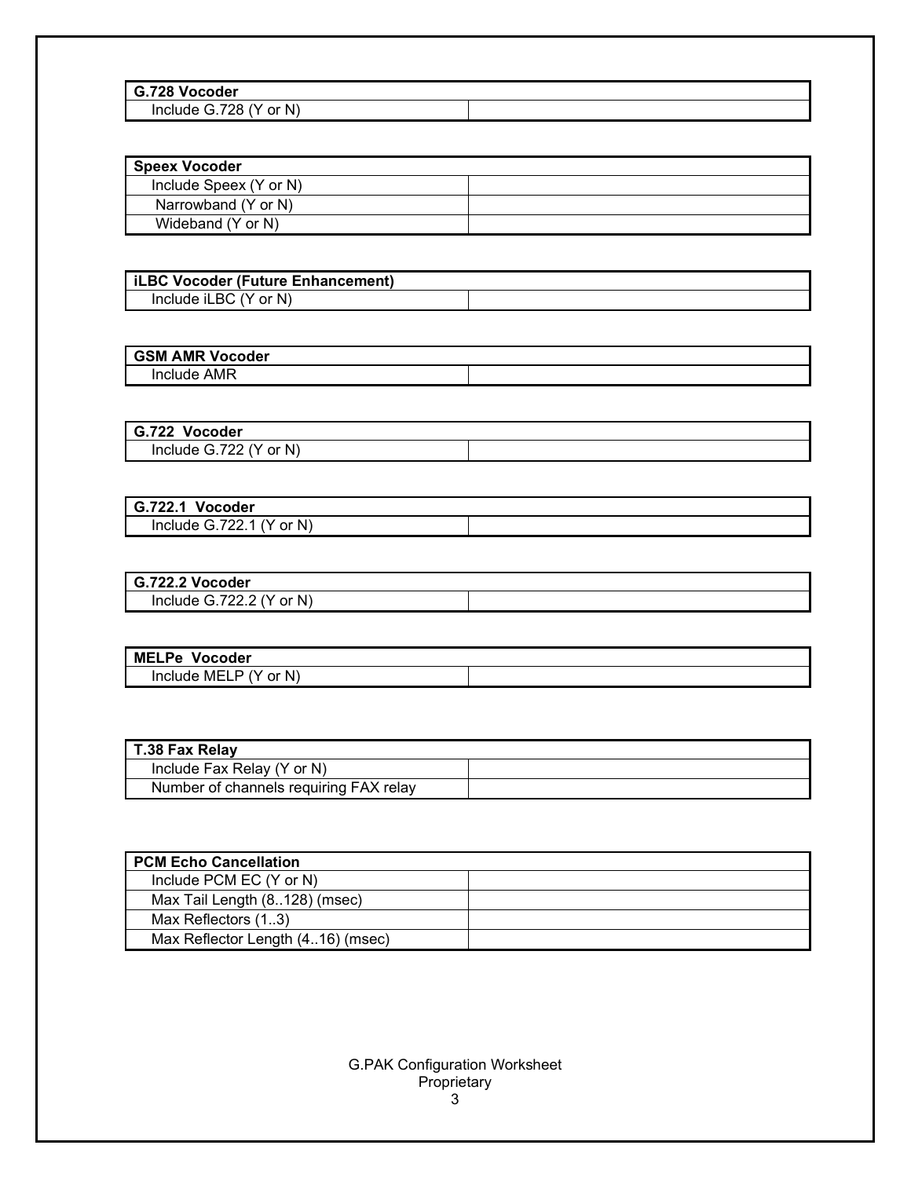| G.728 Vocoder | |
|---|---|
| Include G.728 (Y or N) | |

| Speex Vocoder | |
|---|---|
| Include Speex (Y or N) | |
| Narrowband (Y or N) | |
| Wideband (Y or N) | |

| iLBC Vocoder (Future Enhancement) | |
|---|---|
| Include iLBC (Y or N) | |

| GSM AMR Vocoder | |
|---|---|
| Include AMR | |

| G.722 Vocoder | |
|---|---|
| Include G.722 (Y or N) | |

| G.722.1 Vocoder | |
|---|---|
| Include G.722.1 (Y or N) | |

| G.722.2 Vocoder | |
|---|---|
| Include G.722.2 (Y or N) | |

| MELPe Vocoder | |
|---|---|
| Include MELP (Y or N) | |

| T.38 Fax Relay | |
|---|---|
| Include Fax Relay (Y or N) | |
| Number of channels requiring FAX relay | |

| PCM Echo Cancellation | |
|---|---|
| Include PCM EC (Y or N) | |
| Max Tail Length (8..128) (msec) | |
| Max Reflectors (1..3) | |
| Max Reflector Length (4..16) (msec) | |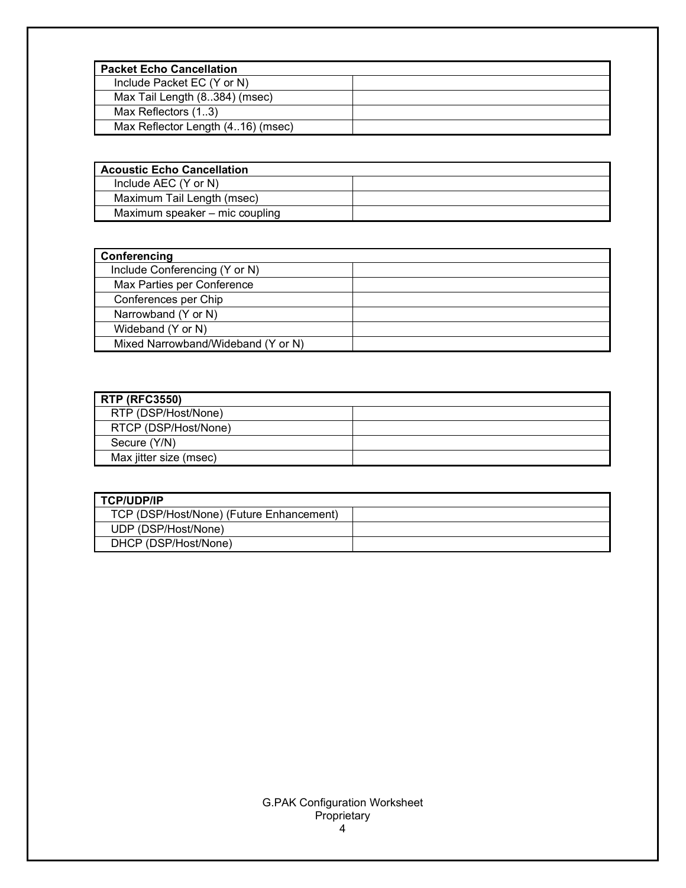| **Packet Echo Cancellation** | |
| --- | --- |
| Include Packet EC (Y or N) | |
| Max Tail Length (8..384) (msec) | |
| Max Reflectors (1..3) | |
| Max Reflector Length (4..16) (msec) | |

| **Acoustic Echo Cancellation** | |
| --- | --- |
| Include AEC (Y or N) | |
| Maximum Tail Length (msec) | |
| Maximum speaker – mic coupling | |

| **Conferencing** | |
| --- | --- |
| Include Conferencing (Y or N) | |
| Max Parties per Conference | |
| Conferences per Chip | |
| Narrowband (Y or N) | |
| Wideband (Y or N) | |
| Mixed Narrowband/Wideband (Y or N) | |

| **RTP (RFC3550)** | |
| --- | --- |
| RTP (DSP/Host/None) | |
| RTCP (DSP/Host/None) | |
| Secure (Y/N) | |
| Max jitter size (msec) | |

| **TCP/UDP/IP** | |
| --- | --- |
| TCP (DSP/Host/None) (Future Enhancement) | |
| UDP (DSP/Host/None) | |
| DHCP (DSP/Host/None) | |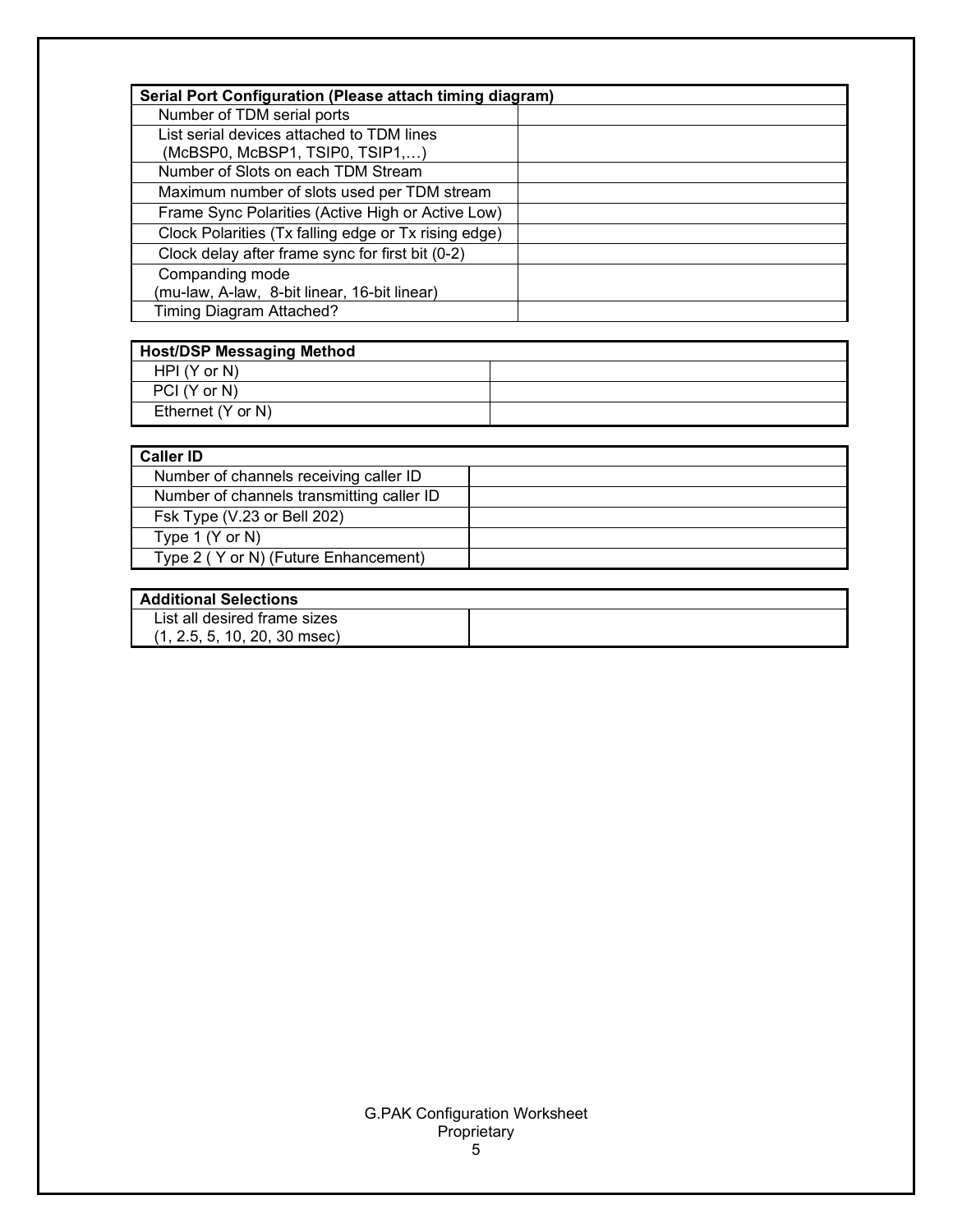| Serial Port Configuration (Please attach timing diagram) | |
|---|---|
| Number of TDM serial ports | |
| List serial devices attached to TDM lines (McBSP0, McBSP1, TSIP0, TSIP1,…) | |
| Number of Slots on each TDM Stream | |
| Maximum number of slots used per TDM stream | |
| Frame Sync Polarities (Active High or Active Low) | |
| Clock Polarities (Tx falling edge or Tx rising edge) | |
| Clock delay after frame sync for first bit (0-2) | |
| Companding mode (mu-law, A-law, 8-bit linear, 16-bit linear) | |
| Timing Diagram Attached? | |

| Host/DSP Messaging Method | |
|---|---|
| HPI (Y or N) | |
| PCI (Y or N) | |
| Ethernet (Y or N) | |

| Caller ID | |
|---|---|
| Number of channels receiving caller ID | |
| Number of channels transmitting caller ID | |
| Fsk Type (V.23 or Bell 202) | |
| Type 1 (Y or N) | |
| Type 2 ( Y or N) (Future Enhancement) | |

| Additional Selections | |
|---|---|
| List all desired frame sizes (1, 2.5, 5, 10, 20, 30 msec) | |